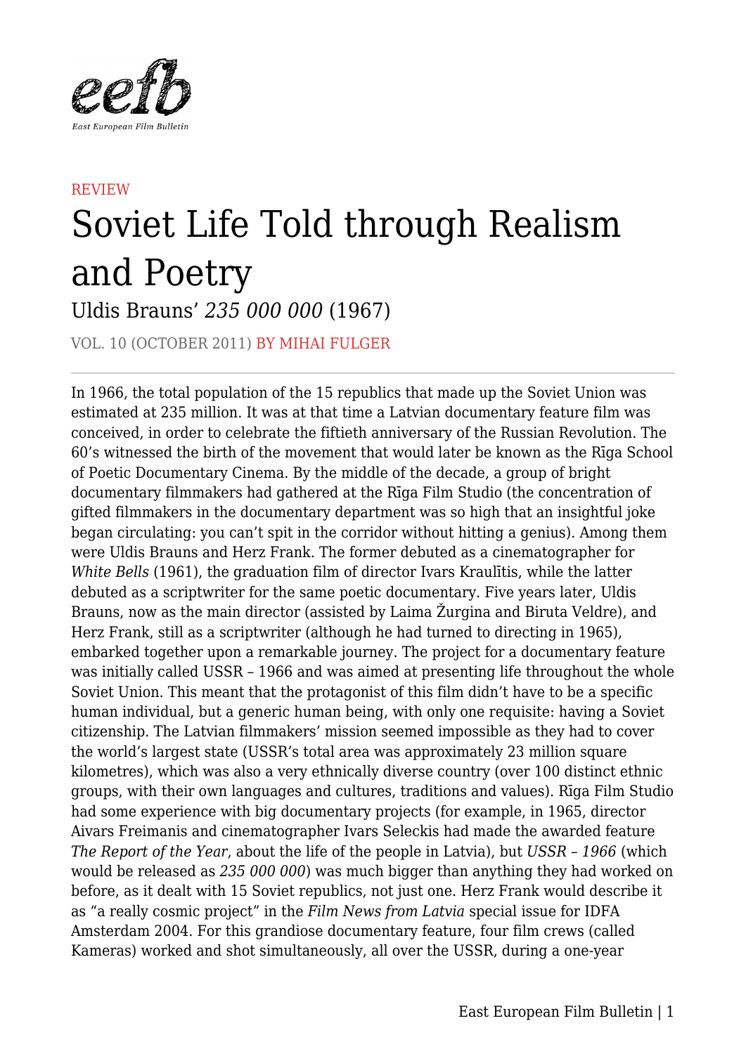REVIEW

# Soviet Life Told through Realism and Poetry

Uldis Brauns' *235 000 000* (1967)

VOL. 10 (OCTOBER 2011) BY MIHAI FULGER

---

In 1966, the total population of the 15 republics that made up the Soviet Union was estimated at 235 million. It was at that time a Latvian documentary feature film was conceived, in order to celebrate the fiftieth anniversary of the Russian Revolution. The 60's witnessed the birth of the movement that would later be known as the Rīga School of Poetic Documentary Cinema. By the middle of the decade, a group of bright documentary filmmakers had gathered at the Rīga Film Studio (the concentration of gifted filmmakers in the documentary department was so high that an insightful joke began circulating: you can't spit in the corridor without hitting a genius). Among them were Uldis Brauns and Herz Frank. The former debuted as a cinematographer for *White Bells* (1961), the graduation film of director Ivars Kraulītis, while the latter debuted as a scriptwriter for the same poetic documentary. Five years later, Uldis Brauns, now as the main director (assisted by Laima Žurgina and Biruta Veldre), and Herz Frank, still as a scriptwriter (although he had turned to directing in 1965), embarked together upon a remarkable journey. The project for a documentary feature was initially called USSR – 1966 and was aimed at presenting life throughout the whole Soviet Union. This meant that the protagonist of this film didn't have to be a specific human individual, but a generic human being, with only one requisite: having a Soviet citizenship. The Latvian filmmakers' mission seemed impossible as they had to cover the world's largest state (USSR's total area was approximately 23 million square kilometres), which was also a very ethnically diverse country (over 100 distinct ethnic groups, with their own languages and cultures, traditions and values). Rīga Film Studio had some experience with big documentary projects (for example, in 1965, director Aivars Freimanis and cinematographer Ivars Seleckis had made the awarded feature *The Report of the Year*, about the life of the people in Latvia), but *USSR – 1966* (which would be released as *235 000 000*) was much bigger than anything they had worked on before, as it dealt with 15 Soviet republics, not just one. Herz Frank would describe it as "a really cosmic project" in the *Film News from Latvia* special issue for IDFA Amsterdam 2004. For this grandiose documentary feature, four film crews (called Kameras) worked and shot simultaneously, all over the USSR, during a one-year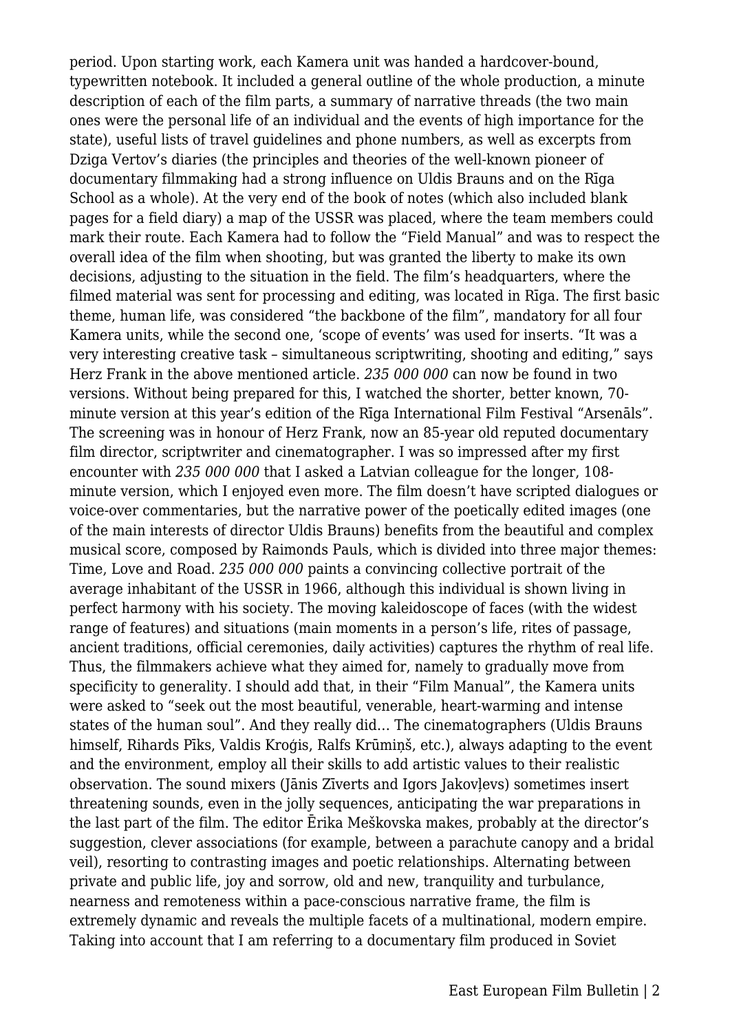period. Upon starting work, each Kamera unit was handed a hardcover-bound, typewritten notebook. It included a general outline of the whole production, a minute description of each of the film parts, a summary of narrative threads (the two main ones were the personal life of an individual and the events of high importance for the state), useful lists of travel guidelines and phone numbers, as well as excerpts from Dziga Vertov's diaries (the principles and theories of the well-known pioneer of documentary filmmaking had a strong influence on Uldis Brauns and on the Rīga School as a whole). At the very end of the book of notes (which also included blank pages for a field diary) a map of the USSR was placed, where the team members could mark their route. Each Kamera had to follow the "Field Manual" and was to respect the overall idea of the film when shooting, but was granted the liberty to make its own decisions, adjusting to the situation in the field. The film's headquarters, where the filmed material was sent for processing and editing, was located in Rīga. The first basic theme, human life, was considered "the backbone of the film", mandatory for all four Kamera units, while the second one, 'scope of events' was used for inserts. "It was a very interesting creative task – simultaneous scriptwriting, shooting and editing," says Herz Frank in the above mentioned article. *235 000 000* can now be found in two versions. Without being prepared for this, I watched the shorter, better known, 70-minute version at this year's edition of the Rīga International Film Festival "Arsenāls". The screening was in honour of Herz Frank, now an 85-year old reputed documentary film director, scriptwriter and cinematographer. I was so impressed after my first encounter with *235 000 000* that I asked a Latvian colleague for the longer, 108-minute version, which I enjoyed even more. The film doesn't have scripted dialogues or voice-over commentaries, but the narrative power of the poetically edited images (one of the main interests of director Uldis Brauns) benefits from the beautiful and complex musical score, composed by Raimonds Pauls, which is divided into three major themes: Time, Love and Road. *235 000 000* paints a convincing collective portrait of the average inhabitant of the USSR in 1966, although this individual is shown living in perfect harmony with his society. The moving kaleidoscope of faces (with the widest range of features) and situations (main moments in a person's life, rites of passage, ancient traditions, official ceremonies, daily activities) captures the rhythm of real life. Thus, the filmmakers achieve what they aimed for, namely to gradually move from specificity to generality. I should add that, in their "Film Manual", the Kamera units were asked to "seek out the most beautiful, venerable, heart-warming and intense states of the human soul". And they really did… The cinematographers (Uldis Brauns himself, Rihards Pīks, Valdis Kroģis, Ralfs Krūmiņš, etc.), always adapting to the event and the environment, employ all their skills to add artistic values to their realistic observation. The sound mixers (Jānis Zīverts and Igors Jakovļevs) sometimes insert threatening sounds, even in the jolly sequences, anticipating the war preparations in the last part of the film. The editor Ērika Meškovska makes, probably at the director's suggestion, clever associations (for example, between a parachute canopy and a bridal veil), resorting to contrasting images and poetic relationships. Alternating between private and public life, joy and sorrow, old and new, tranquility and turbulance, nearness and remoteness within a pace-conscious narrative frame, the film is extremely dynamic and reveals the multiple facets of a multinational, modern empire. Taking into account that I am referring to a documentary film produced in Soviet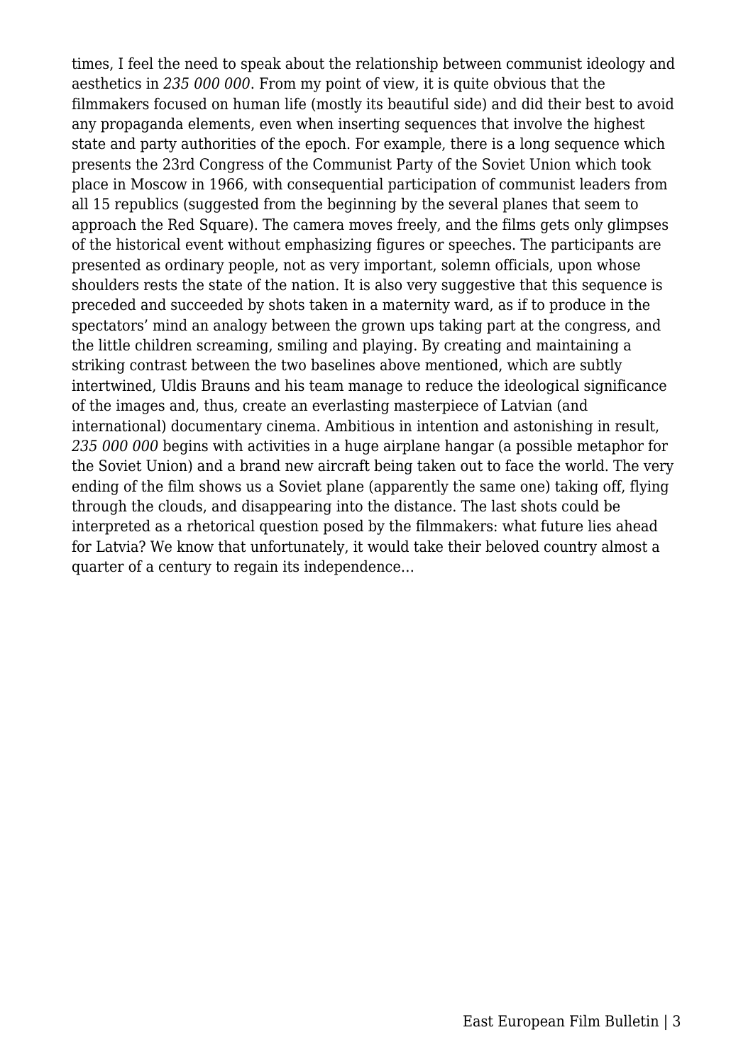times, I feel the need to speak about the relationship between communist ideology and aesthetics in *235 000 000*. From my point of view, it is quite obvious that the filmmakers focused on human life (mostly its beautiful side) and did their best to avoid any propaganda elements, even when inserting sequences that involve the highest state and party authorities of the epoch. For example, there is a long sequence which presents the 23rd Congress of the Communist Party of the Soviet Union which took place in Moscow in 1966, with consequential participation of communist leaders from all 15 republics (suggested from the beginning by the several planes that seem to approach the Red Square). The camera moves freely, and the films gets only glimpses of the historical event without emphasizing figures or speeches. The participants are presented as ordinary people, not as very important, solemn officials, upon whose shoulders rests the state of the nation. It is also very suggestive that this sequence is preceded and succeeded by shots taken in a maternity ward, as if to produce in the spectators' mind an analogy between the grown ups taking part at the congress, and the little children screaming, smiling and playing. By creating and maintaining a striking contrast between the two baselines above mentioned, which are subtly intertwined, Uldis Brauns and his team manage to reduce the ideological significance of the images and, thus, create an everlasting masterpiece of Latvian (and international) documentary cinema. Ambitious in intention and astonishing in result, *235 000 000* begins with activities in a huge airplane hangar (a possible metaphor for the Soviet Union) and a brand new aircraft being taken out to face the world. The very ending of the film shows us a Soviet plane (apparently the same one) taking off, flying through the clouds, and disappearing into the distance. The last shots could be interpreted as a rhetorical question posed by the filmmakers: what future lies ahead for Latvia? We know that unfortunately, it would take their beloved country almost a quarter of a century to regain its independence…